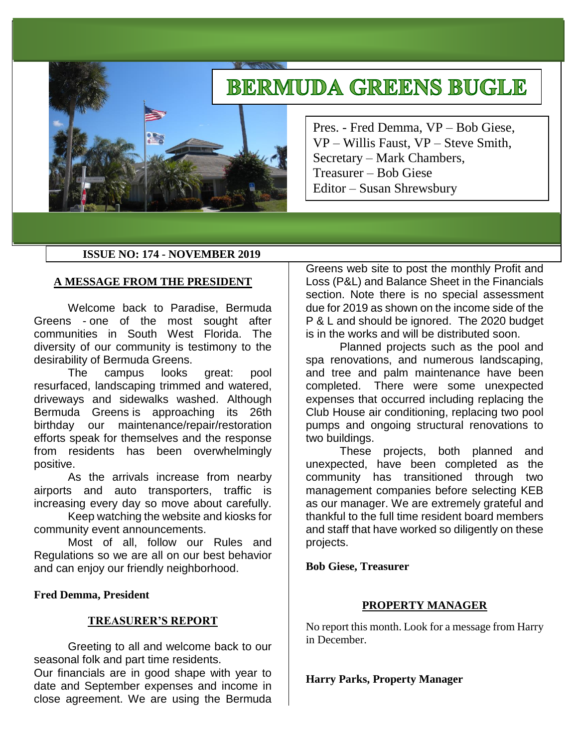# BERMUDA GREENS BUGLE

Pres. - Fred Demma, VP – Bob Giese,
VP – Willis Faust, VP – Steve Smith,
Secretary – Mark Chambers,
Treasurer – Bob Giese
Editor – Susan Shrewsbury

**ISSUE NO: 174 - NOVEMBER 2019**

## A MESSAGE FROM THE PRESIDENT

Welcome back to Paradise, Bermuda Greens - one of the most sought after communities in South West Florida. The diversity of our community is testimony to the desirability of Bermuda Greens.

The campus looks great: pool resurfaced, landscaping trimmed and watered, driveways and sidewalks washed. Although Bermuda Greens is approaching its 26th birthday our maintenance/repair/restoration efforts speak for themselves and the response from residents has been overwhelmingly positive.

As the arrivals increase from nearby airports and auto transporters, traffic is increasing every day so move about carefully.

Keep watching the website and kiosks for community event announcements.

Most of all, follow our Rules and Regulations so we are all on our best behavior and can enjoy our friendly neighborhood.

**Fred Demma, President**

## TREASURER'S REPORT

Greeting to all and welcome back to our seasonal folk and part time residents.

Our financials are in good shape with year to date and September expenses and income in close agreement. We are using the Bermuda Greens web site to post the monthly Profit and Loss (P&L) and Balance Sheet in the Financials section. Note there is no special assessment due for 2019 as shown on the income side of the P & L and should be ignored. The 2020 budget is in the works and will be distributed soon.

Planned projects such as the pool and spa renovations, and numerous landscaping, and tree and palm maintenance have been completed. There were some unexpected expenses that occurred including replacing the Club House air conditioning, replacing two pool pumps and ongoing structural renovations to two buildings.

These projects, both planned and unexpected, have been completed as the community has transitioned through two management companies before selecting KEB as our manager. We are extremely grateful and thankful to the full time resident board members and staff that have worked so diligently on these projects.

**Bob Giese, Treasurer**

## PROPERTY MANAGER

No report this month. Look for a message from Harry in December.

**Harry Parks, Property Manager**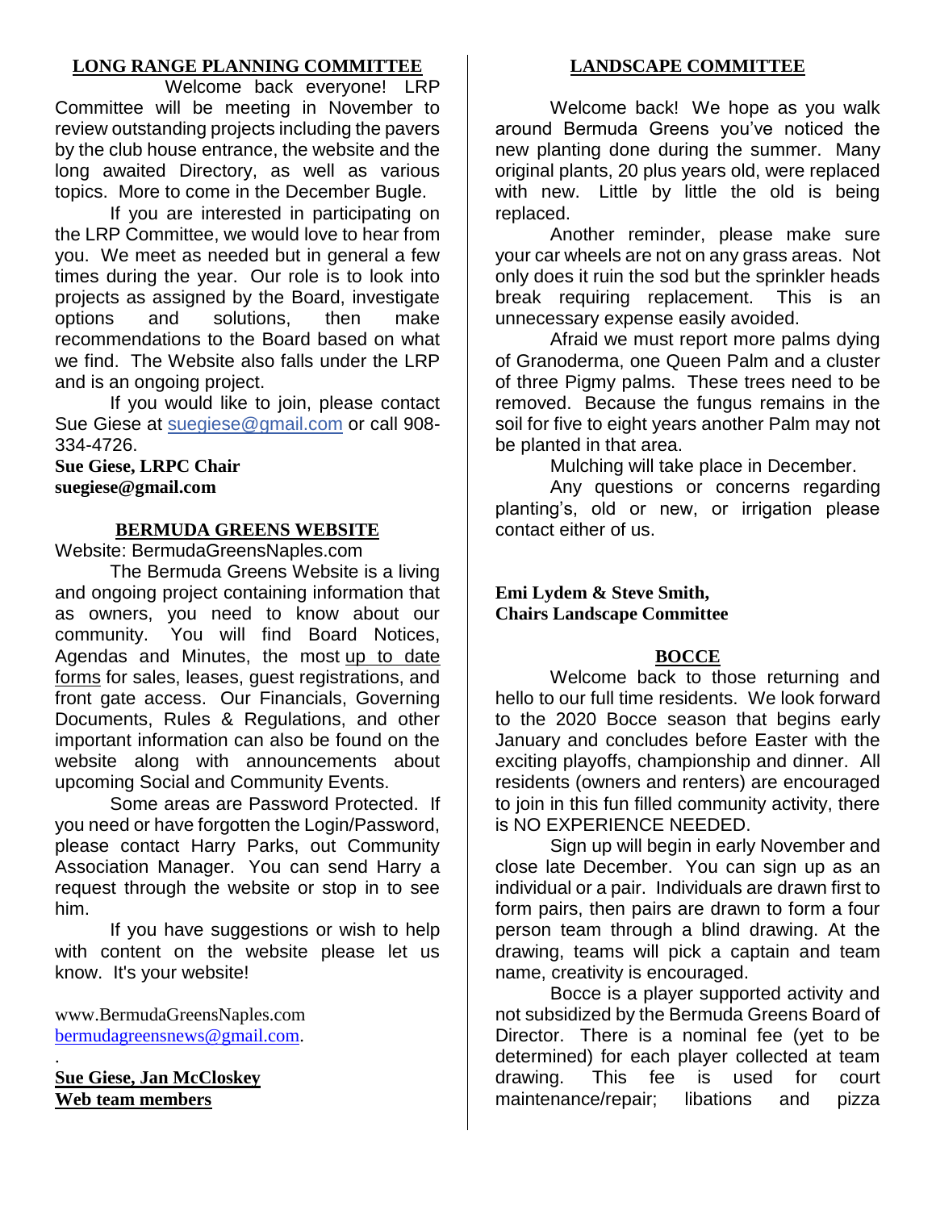## LONG RANGE PLANNING COMMITTEE

Welcome back everyone! LRP Committee will be meeting in November to review outstanding projects including the pavers by the club house entrance, the website and the long awaited Directory, as well as various topics. More to come in the December Bugle.

If you are interested in participating on the LRP Committee, we would love to hear from you. We meet as needed but in general a few times during the year. Our role is to look into projects as assigned by the Board, investigate options and solutions, then make recommendations to the Board based on what we find. The Website also falls under the LRP and is an ongoing project.

If you would like to join, please contact Sue Giese at suegiese@gmail.com or call 908-334-4726.

**Sue Giese, LRPC Chair**
**suegiese@gmail.com**

## BERMUDA GREENS WEBSITE

Website: BermudaGreensNaples.com

The Bermuda Greens Website is a living and ongoing project containing information that as owners, you need to know about our community. You will find Board Notices, Agendas and Minutes, the most up to date forms for sales, leases, guest registrations, and front gate access. Our Financials, Governing Documents, Rules & Regulations, and other important information can also be found on the website along with announcements about upcoming Social and Community Events.

Some areas are Password Protected. If you need or have forgotten the Login/Password, please contact Harry Parks, out Community Association Manager. You can send Harry a request through the website or stop in to see him.

If you have suggestions or wish to help with content on the website please let us know. It's your website!

www.BermudaGreensNaples.com
bermudagreensnews@gmail.com.

.

**Sue Giese, Jan McCloskey**
**Web team members**

## LANDSCAPE COMMITTEE

Welcome back! We hope as you walk around Bermuda Greens you've noticed the new planting done during the summer. Many original plants, 20 plus years old, were replaced with new. Little by little the old is being replaced.

Another reminder, please make sure your car wheels are not on any grass areas. Not only does it ruin the sod but the sprinkler heads break requiring replacement. This is an unnecessary expense easily avoided.

Afraid we must report more palms dying of Granoderma, one Queen Palm and a cluster of three Pigmy palms. These trees need to be removed. Because the fungus remains in the soil for five to eight years another Palm may not be planted in that area.

Mulching will take place in December.

Any questions or concerns regarding planting's, old or new, or irrigation please contact either of us.

**Emi Lydem & Steve Smith,**
**Chairs Landscape Committee**

## BOCCE

Welcome back to those returning and hello to our full time residents. We look forward to the 2020 Bocce season that begins early January and concludes before Easter with the exciting playoffs, championship and dinner. All residents (owners and renters) are encouraged to join in this fun filled community activity, there is NO EXPERIENCE NEEDED.

Sign up will begin in early November and close late December. You can sign up as an individual or a pair. Individuals are drawn first to form pairs, then pairs are drawn to form a four person team through a blind drawing. At the drawing, teams will pick a captain and team name, creativity is encouraged.

Bocce is a player supported activity and not subsidized by the Bermuda Greens Board of Director. There is a nominal fee (yet to be determined) for each player collected at team drawing. This fee is used for court maintenance/repair; libations and pizza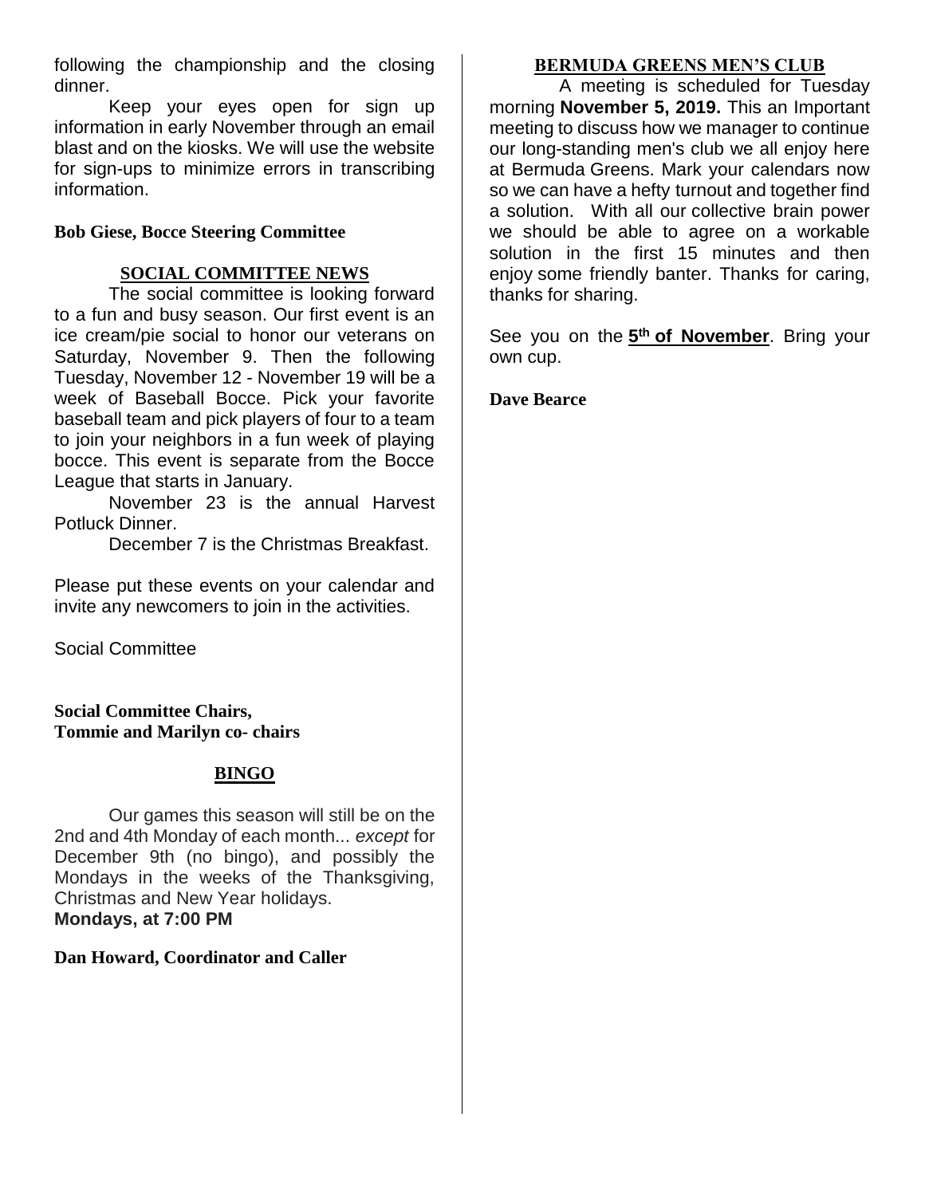following the championship and the closing dinner.

Keep your eyes open for sign up information in early November through an email blast and on the kiosks. We will use the website for sign-ups to minimize errors in transcribing information.

**Bob Giese, Bocce Steering Committee**

## SOCIAL COMMITTEE NEWS

The social committee is looking forward to a fun and busy season. Our first event is an ice cream/pie social to honor our veterans on Saturday, November 9. Then the following Tuesday, November 12 - November 19 will be a week of Baseball Bocce. Pick your favorite baseball team and pick players of four to a team to join your neighbors in a fun week of playing bocce. This event is separate from the Bocce League that starts in January.

November 23 is the annual Harvest Potluck Dinner.

December 7 is the Christmas Breakfast.

Please put these events on your calendar and invite any newcomers to join in the activities.

Social Committee

**Social Committee Chairs,**
**Tommie and Marilyn co- chairs**

## BINGO

Our games this season will still be on the 2nd and 4th Monday of each month... *except* for December 9th (no bingo), and possibly the Mondays in the weeks of the Thanksgiving, Christmas and New Year holidays.
**Mondays, at 7:00 PM**

**Dan Howard, Coordinator and Caller**

## BERMUDA GREENS MEN'S CLUB

A meeting is scheduled for Tuesday morning **November 5, 2019.** This an Important meeting to discuss how we manager to continue our long-standing men's club we all enjoy here at Bermuda Greens. Mark your calendars now so we can have a hefty turnout and together find a solution. With all our collective brain power we should be able to agree on a workable solution in the first 15 minutes and then enjoy some friendly banter. Thanks for caring, thanks for sharing.

See you on the **5th of November**. Bring your own cup.

**Dave Bearce**